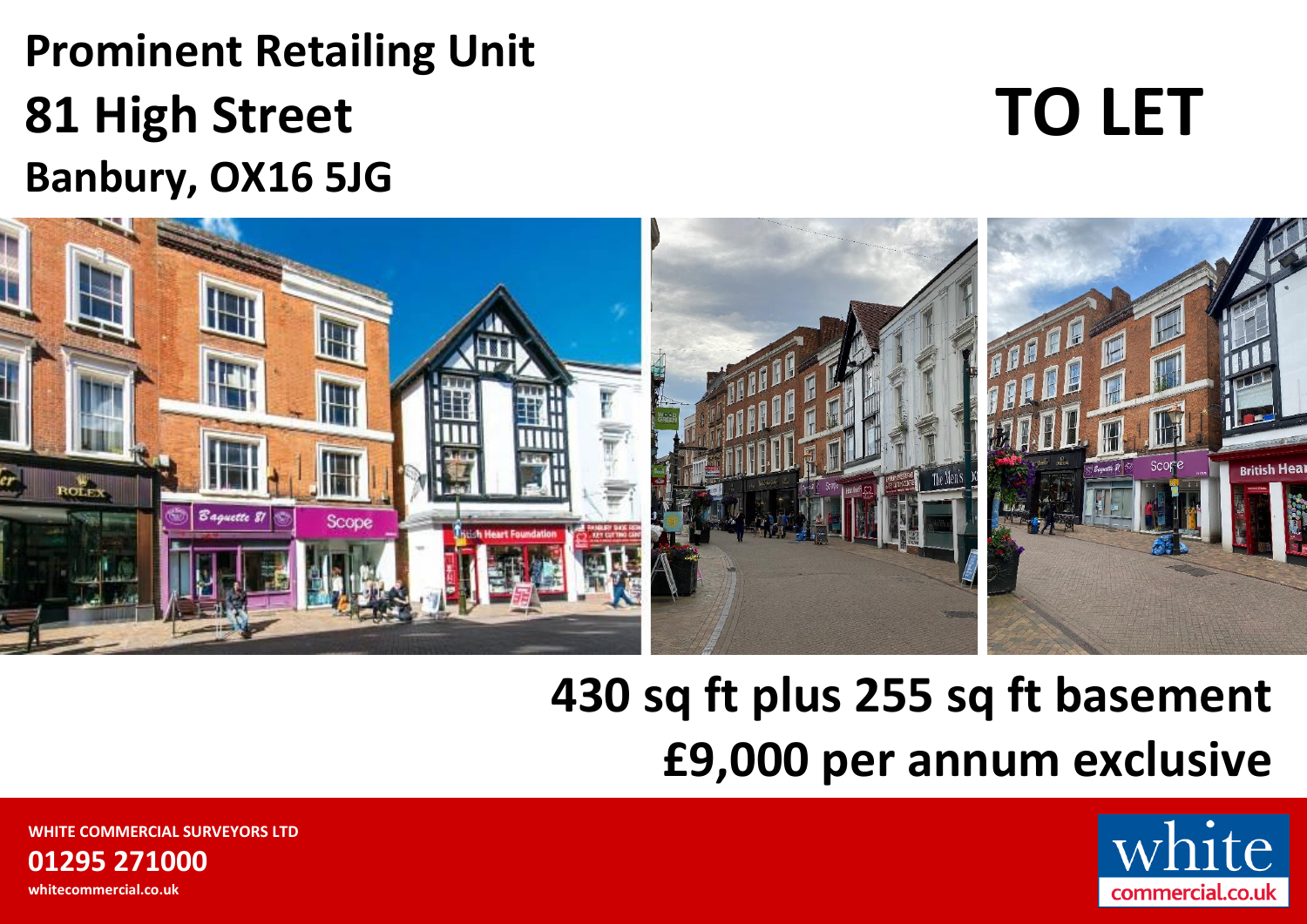# Prominent Retailing Unit

# 81 High Street

## Banbury, OX16 5JG

# TO LET

## 430 sq ft plus 255 sq ft basement

## £9,000 per annum exclusive

**WHITE COMMERCIAL SURVEYORS LTD**

**01295 271000**

**whitecommercial.co.uk**

white commercial.co.uk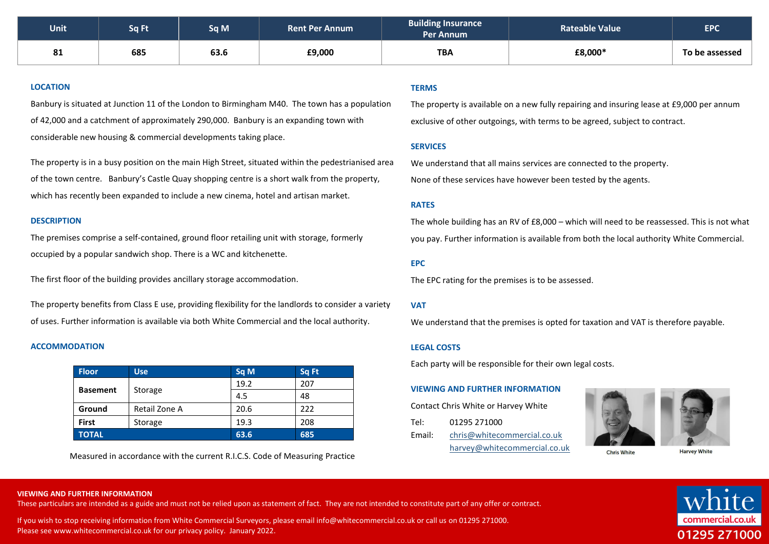| Unit | Sq Ft | Sq M | Rent Per Annum | Building Insurance Per Annum | Rateable Value | EPC |
|---|---|---|---|---|---|---|
| 81 | 685 | 63.6 | £9,000 | TBA | £8,000* | To be assessed |

## LOCATION

Banbury is situated at Junction 11 of the London to Birmingham M40. The town has a population of 42,000 and a catchment of approximately 290,000. Banbury is an expanding town with considerable new housing & commercial developments taking place.

The property is in a busy position on the main High Street, situated within the pedestrianised area of the town centre. Banbury's Castle Quay shopping centre is a short walk from the property, which has recently been expanded to include a new cinema, hotel and artisan market.

## DESCRIPTION

The premises comprise a self-contained, ground floor retailing unit with storage, formerly occupied by a popular sandwich shop. There is a WC and kitchenette.

The first floor of the building provides ancillary storage accommodation.

The property benefits from Class E use, providing flexibility for the landlords to consider a variety of uses. Further information is available via both White Commercial and the local authority.

## ACCOMMODATION

| Floor | Use | Sq M | Sq Ft |
|---|---|---|---|
| Basement | Storage | 19.2 | 207 |
| | | 4.5 | 48 |
| Ground | Retail Zone A | 20.6 | 222 |
| First | Storage | 19.3 | 208 |
| TOTAL | | 63.6 | 685 |

Measured in accordance with the current R.I.C.S. Code of Measuring Practice

## TERMS

The property is available on a new fully repairing and insuring lease at £9,000 per annum exclusive of other outgoings, with terms to be agreed, subject to contract.

## SERVICES

We understand that all mains services are connected to the property.
None of these services have however been tested by the agents.

## RATES

The whole building has an RV of £8,000 – which will need to be reassessed. This is not what you pay. Further information is available from both the local authority White Commercial.

## EPC

The EPC rating for the premises is to be assessed.

## VAT

We understand that the premises is opted for taxation and VAT is therefore payable.

## LEGAL COSTS

Each party will be responsible for their own legal costs.

## VIEWING AND FURTHER INFORMATION

Contact Chris White or Harvey White

Tel: 01295 271000
Email: chris@whitecommercial.co.uk
harvey@whitecommercial.co.uk

Chris White

Harvey White

**VIEWING AND FURTHER INFORMATION**

These particulars are intended as a guide and must not be relied upon as statement of fact. They are not intended to constitute part of any offer or contract.

If you wish to stop receiving information from White Commercial Surveyors, please email info@whitecommercial.co.uk or call us on 01295 271000.
Please see www.whitecommercial.co.uk for our privacy policy. January 2022.

white commercial.co.uk 01295 271000